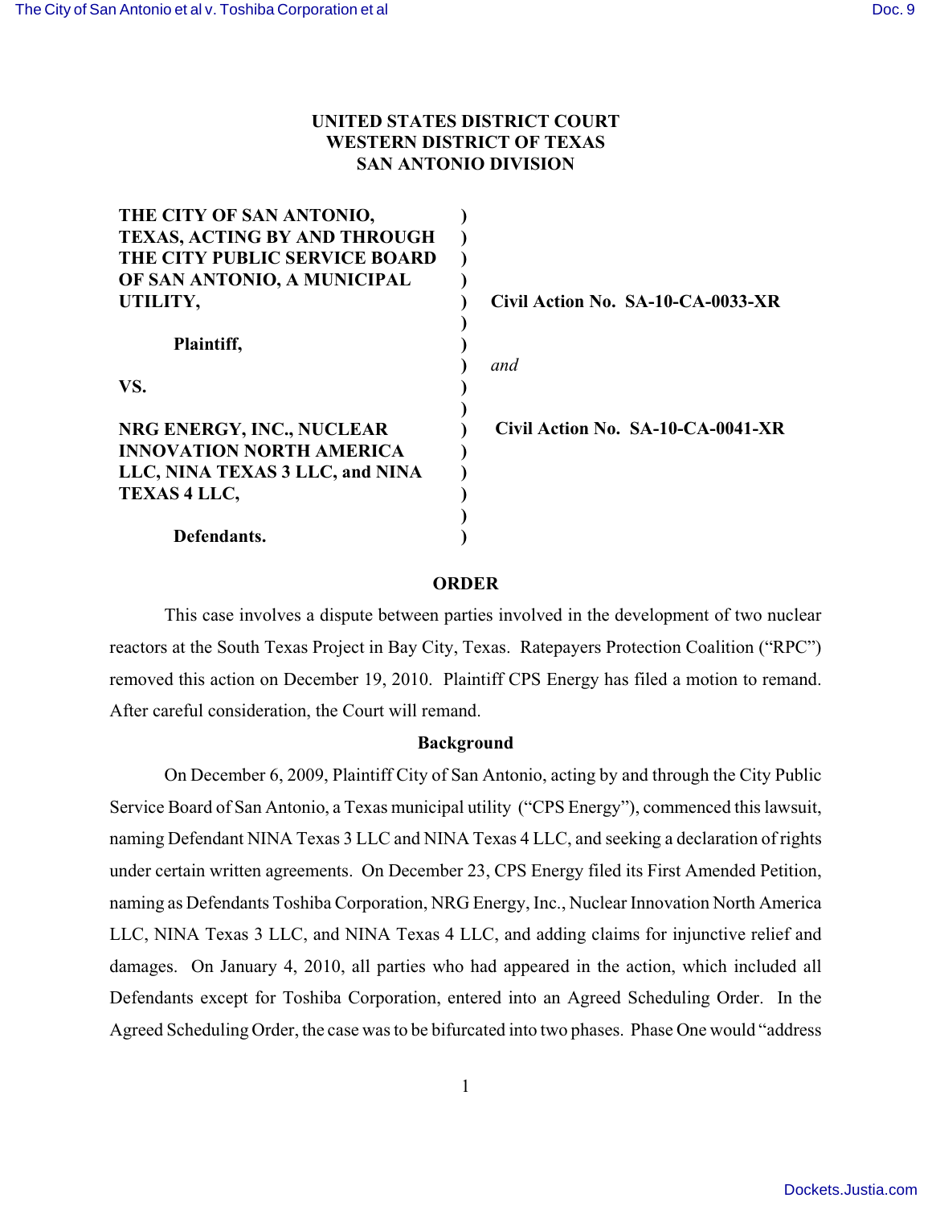**UNITED STATES DISTRICT COURT**
**WESTERN DISTRICT OF TEXAS**
**SAN ANTONIO DIVISION**

| | | |
|---|---|---|
| **THE CITY OF SAN ANTONIO, TEXAS, ACTING BY AND THROUGH THE CITY PUBLIC SERVICE BOARD OF SAN ANTONIO, A MUNICIPAL UTILITY,** | ) | **Civil Action No. SA-10-CA-0033-XR** |
| **Plaintiff,** | ) | *and* |
| **VS.** | ) | |
| **NRG ENERGY, INC., NUCLEAR INNOVATION NORTH AMERICA LLC, NINA TEXAS 3 LLC, and NINA TEXAS 4 LLC,** | ) | **Civil Action No. SA-10-CA-0041-XR** |
| **Defendants.** | ) | |

## ORDER

This case involves a dispute between parties involved in the development of two nuclear reactors at the South Texas Project in Bay City, Texas. Ratepayers Protection Coalition ("RPC") removed this action on December 19, 2010. Plaintiff CPS Energy has filed a motion to remand. After careful consideration, the Court will remand.

### Background

On December 6, 2009, Plaintiff City of San Antonio, acting by and through the City Public Service Board of San Antonio, a Texas municipal utility ("CPS Energy"), commenced this lawsuit, naming Defendant NINA Texas 3 LLC and NINA Texas 4 LLC, and seeking a declaration of rights under certain written agreements. On December 23, CPS Energy filed its First Amended Petition, naming as Defendants Toshiba Corporation, NRG Energy, Inc., Nuclear Innovation North America LLC, NINA Texas 3 LLC, and NINA Texas 4 LLC, and adding claims for injunctive relief and damages. On January 4, 2010, all parties who had appeared in the action, which included all Defendants except for Toshiba Corporation, entered into an Agreed Scheduling Order. In the Agreed Scheduling Order, the case was to be bifurcated into two phases. Phase One would "address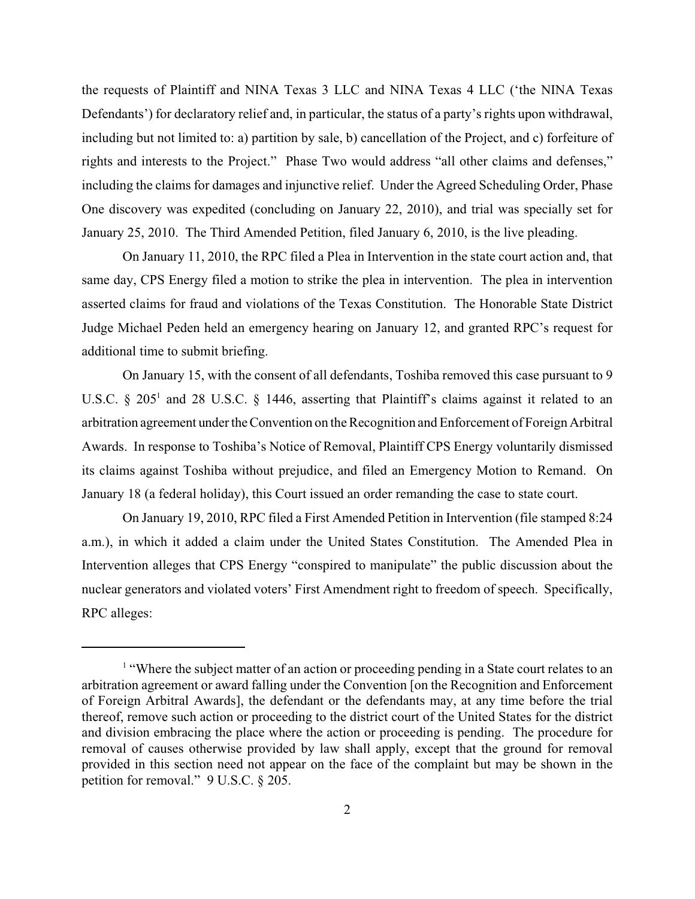the requests of Plaintiff and NINA Texas 3 LLC and NINA Texas 4 LLC ('the NINA Texas Defendants') for declaratory relief and, in particular, the status of a party's rights upon withdrawal, including but not limited to: a) partition by sale, b) cancellation of the Project, and c) forfeiture of rights and interests to the Project." Phase Two would address "all other claims and defenses," including the claims for damages and injunctive relief. Under the Agreed Scheduling Order, Phase One discovery was expedited (concluding on January 22, 2010), and trial was specially set for January 25, 2010. The Third Amended Petition, filed January 6, 2010, is the live pleading.

On January 11, 2010, the RPC filed a Plea in Intervention in the state court action and, that same day, CPS Energy filed a motion to strike the plea in intervention. The plea in intervention asserted claims for fraud and violations of the Texas Constitution. The Honorable State District Judge Michael Peden held an emergency hearing on January 12, and granted RPC's request for additional time to submit briefing.

On January 15, with the consent of all defendants, Toshiba removed this case pursuant to 9 U.S.C. § 205[1] and 28 U.S.C. § 1446, asserting that Plaintiff's claims against it related to an arbitration agreement under the Convention on the Recognition and Enforcement of Foreign Arbitral Awards. In response to Toshiba's Notice of Removal, Plaintiff CPS Energy voluntarily dismissed its claims against Toshiba without prejudice, and filed an Emergency Motion to Remand. On January 18 (a federal holiday), this Court issued an order remanding the case to state court.

On January 19, 2010, RPC filed a First Amended Petition in Intervention (file stamped 8:24 a.m.), in which it added a claim under the United States Constitution. The Amended Plea in Intervention alleges that CPS Energy "conspired to manipulate" the public discussion about the nuclear generators and violated voters' First Amendment right to freedom of speech. Specifically, RPC alleges:

---

[1] "Where the subject matter of an action or proceeding pending in a State court relates to an arbitration agreement or award falling under the Convention [on the Recognition and Enforcement of Foreign Arbitral Awards], the defendant or the defendants may, at any time before the trial thereof, remove such action or proceeding to the district court of the United States for the district and division embracing the place where the action or proceeding is pending. The procedure for removal of causes otherwise provided by law shall apply, except that the ground for removal provided in this section need not appear on the face of the complaint but may be shown in the petition for removal." 9 U.S.C. § 205.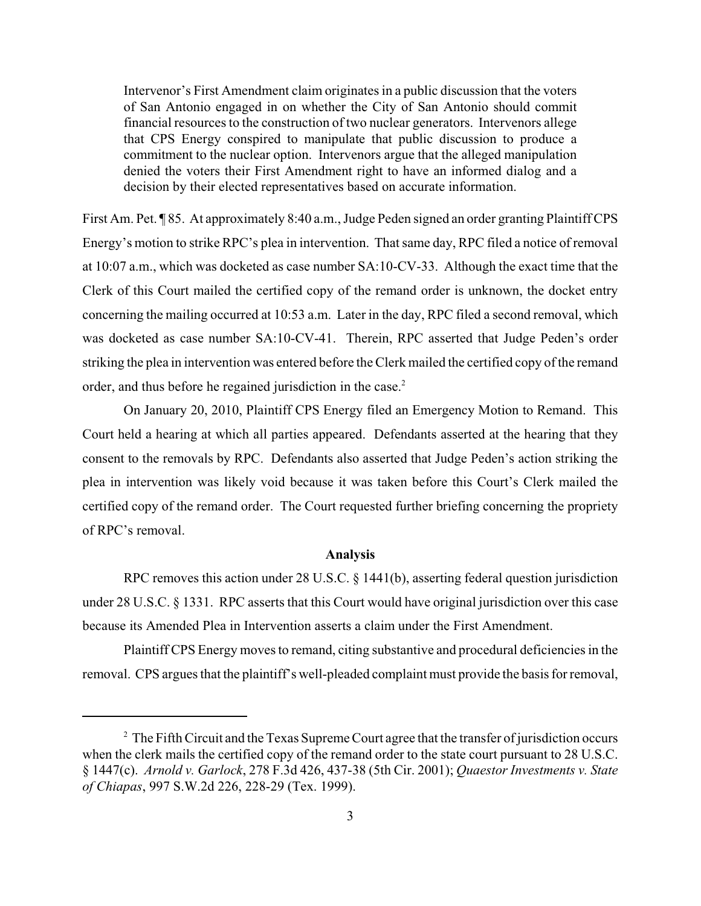> Intervenor's First Amendment claim originates in a public discussion that the voters of San Antonio engaged in on whether the City of San Antonio should commit financial resources to the construction of two nuclear generators. Intervenors allege that CPS Energy conspired to manipulate that public discussion to produce a commitment to the nuclear option. Intervenors argue that the alleged manipulation denied the voters their First Amendment right to have an informed dialog and a decision by their elected representatives based on accurate information.

First Am. Pet. ¶ 85. At approximately 8:40 a.m., Judge Peden signed an order granting Plaintiff CPS Energy's motion to strike RPC's plea in intervention. That same day, RPC filed a notice of removal at 10:07 a.m., which was docketed as case number SA:10-CV-33. Although the exact time that the Clerk of this Court mailed the certified copy of the remand order is unknown, the docket entry concerning the mailing occurred at 10:53 a.m. Later in the day, RPC filed a second removal, which was docketed as case number SA:10-CV-41. Therein, RPC asserted that Judge Peden's order striking the plea in intervention was entered before the Clerk mailed the certified copy of the remand order, and thus before he regained jurisdiction in the case.[2]

On January 20, 2010, Plaintiff CPS Energy filed an Emergency Motion to Remand. This Court held a hearing at which all parties appeared. Defendants asserted at the hearing that they consent to the removals by RPC. Defendants also asserted that Judge Peden's action striking the plea in intervention was likely void because it was taken before this Court's Clerk mailed the certified copy of the remand order. The Court requested further briefing concerning the propriety of RPC's removal.

## Analysis

RPC removes this action under 28 U.S.C. § 1441(b), asserting federal question jurisdiction under 28 U.S.C. § 1331. RPC asserts that this Court would have original jurisdiction over this case because its Amended Plea in Intervention asserts a claim under the First Amendment.

Plaintiff CPS Energy moves to remand, citing substantive and procedural deficiencies in the removal. CPS argues that the plaintiff's well-pleaded complaint must provide the basis for removal,

---

[2] The Fifth Circuit and the Texas Supreme Court agree that the transfer of jurisdiction occurs when the clerk mails the certified copy of the remand order to the state court pursuant to 28 U.S.C. § 1447(c). *Arnold v. Garlock*, 278 F.3d 426, 437-38 (5th Cir. 2001); *Quaestor Investments v. State of Chiapas*, 997 S.W.2d 226, 228-29 (Tex. 1999).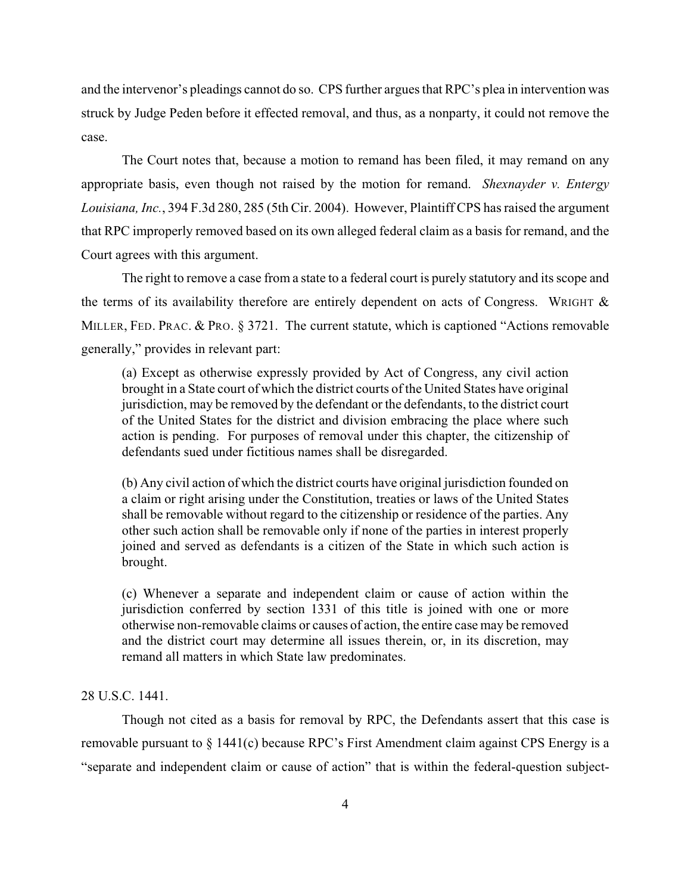and the intervenor's pleadings cannot do so. CPS further argues that RPC's plea in intervention was struck by Judge Peden before it effected removal, and thus, as a nonparty, it could not remove the case.

The Court notes that, because a motion to remand has been filed, it may remand on any appropriate basis, even though not raised by the motion for remand. *Shexnayder v. Entergy Louisiana, Inc.*, 394 F.3d 280, 285 (5th Cir. 2004). However, Plaintiff CPS has raised the argument that RPC improperly removed based on its own alleged federal claim as a basis for remand, and the Court agrees with this argument.

The right to remove a case from a state to a federal court is purely statutory and its scope and the terms of its availability therefore are entirely dependent on acts of Congress. WRIGHT & MILLER, FED. PRAC. & PRO. § 3721. The current statute, which is captioned "Actions removable generally," provides in relevant part:

> (a) Except as otherwise expressly provided by Act of Congress, any civil action brought in a State court of which the district courts of the United States have original jurisdiction, may be removed by the defendant or the defendants, to the district court of the United States for the district and division embracing the place where such action is pending. For purposes of removal under this chapter, the citizenship of defendants sued under fictitious names shall be disregarded.
>
> (b) Any civil action of which the district courts have original jurisdiction founded on a claim or right arising under the Constitution, treaties or laws of the United States shall be removable without regard to the citizenship or residence of the parties. Any other such action shall be removable only if none of the parties in interest properly joined and served as defendants is a citizen of the State in which such action is brought.
>
> (c) Whenever a separate and independent claim or cause of action within the jurisdiction conferred by section 1331 of this title is joined with one or more otherwise non-removable claims or causes of action, the entire case may be removed and the district court may determine all issues therein, or, in its discretion, may remand all matters in which State law predominates.

28 U.S.C. 1441.

Though not cited as a basis for removal by RPC, the Defendants assert that this case is removable pursuant to § 1441(c) because RPC's First Amendment claim against CPS Energy is a "separate and independent claim or cause of action" that is within the federal-question subject-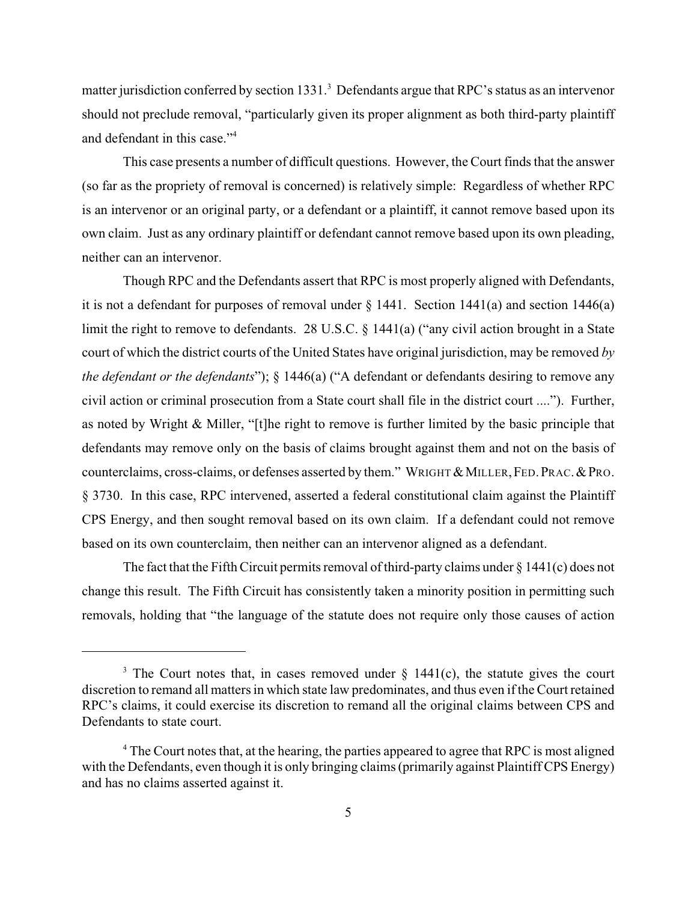matter jurisdiction conferred by section 1331.[3] Defendants argue that RPC's status as an intervenor should not preclude removal, "particularly given its proper alignment as both third-party plaintiff and defendant in this case."[4]

This case presents a number of difficult questions. However, the Court finds that the answer (so far as the propriety of removal is concerned) is relatively simple: Regardless of whether RPC is an intervenor or an original party, or a defendant or a plaintiff, it cannot remove based upon its own claim. Just as any ordinary plaintiff or defendant cannot remove based upon its own pleading, neither can an intervenor.

Though RPC and the Defendants assert that RPC is most properly aligned with Defendants, it is not a defendant for purposes of removal under § 1441. Section 1441(a) and section 1446(a) limit the right to remove to defendants. 28 U.S.C. § 1441(a) ("any civil action brought in a State court of which the district courts of the United States have original jurisdiction, may be removed *by the defendant or the defendants*"); § 1446(a) ("A defendant or defendants desiring to remove any civil action or criminal prosecution from a State court shall file in the district court ...."). Further, as noted by Wright & Miller, "[t]he right to remove is further limited by the basic principle that defendants may remove only on the basis of claims brought against them and not on the basis of counterclaims, cross-claims, or defenses asserted by them." WRIGHT & MILLER, FED. PRAC. & PRO. § 3730. In this case, RPC intervened, asserted a federal constitutional claim against the Plaintiff CPS Energy, and then sought removal based on its own claim. If a defendant could not remove based on its own counterclaim, then neither can an intervenor aligned as a defendant.

The fact that the Fifth Circuit permits removal of third-party claims under § 1441(c) does not change this result. The Fifth Circuit has consistently taken a minority position in permitting such removals, holding that "the language of the statute does not require only those causes of action

---

[3] The Court notes that, in cases removed under § 1441(c), the statute gives the court discretion to remand all matters in which state law predominates, and thus even if the Court retained RPC's claims, it could exercise its discretion to remand all the original claims between CPS and Defendants to state court.

[4] The Court notes that, at the hearing, the parties appeared to agree that RPC is most aligned with the Defendants, even though it is only bringing claims (primarily against Plaintiff CPS Energy) and has no claims asserted against it.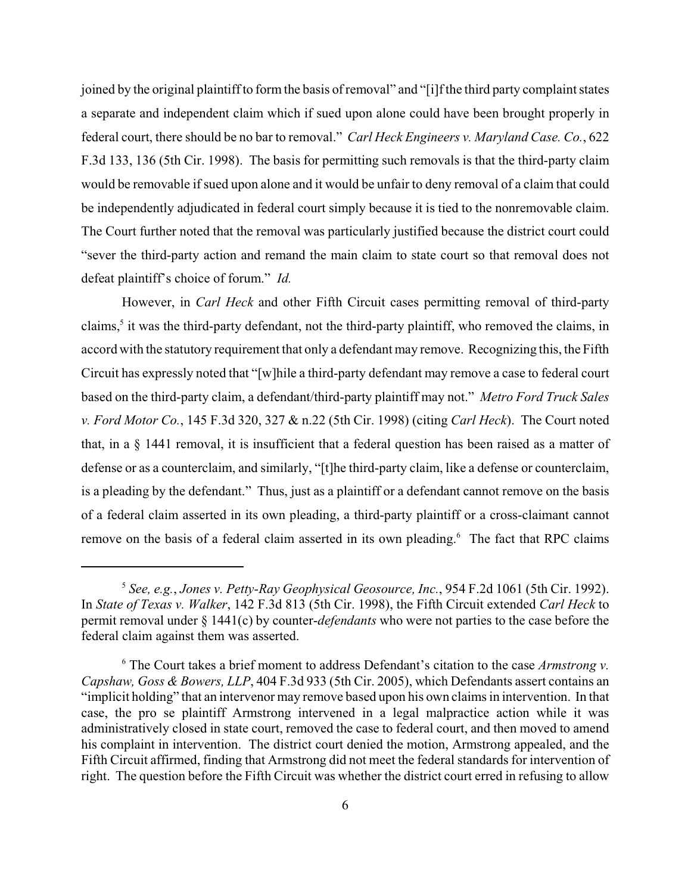joined by the original plaintiff to form the basis of removal" and "[i]f the third party complaint states a separate and independent claim which if sued upon alone could have been brought properly in federal court, there should be no bar to removal." *Carl Heck Engineers v. Maryland Case. Co.*, 622 F.3d 133, 136 (5th Cir. 1998). The basis for permitting such removals is that the third-party claim would be removable if sued upon alone and it would be unfair to deny removal of a claim that could be independently adjudicated in federal court simply because it is tied to the nonremovable claim. The Court further noted that the removal was particularly justified because the district court could "sever the third-party action and remand the main claim to state court so that removal does not defeat plaintiff's choice of forum." *Id.*

However, in *Carl Heck* and other Fifth Circuit cases permitting removal of third-party claims,[5] it was the third-party defendant, not the third-party plaintiff, who removed the claims, in accord with the statutory requirement that only a defendant may remove. Recognizing this, the Fifth Circuit has expressly noted that "[w]hile a third-party defendant may remove a case to federal court based on the third-party claim, a defendant/third-party plaintiff may not." *Metro Ford Truck Sales v. Ford Motor Co.*, 145 F.3d 320, 327 & n.22 (5th Cir. 1998) (citing *Carl Heck*). The Court noted that, in a § 1441 removal, it is insufficient that a federal question has been raised as a matter of defense or as a counterclaim, and similarly, "[t]he third-party claim, like a defense or counterclaim, is a pleading by the defendant." Thus, just as a plaintiff or a defendant cannot remove on the basis of a federal claim asserted in its own pleading, a third-party plaintiff or a cross-claimant cannot remove on the basis of a federal claim asserted in its own pleading.[6] The fact that RPC claims

---

[5] *See, e.g.*, *Jones v. Petty-Ray Geophysical Geosource, Inc.*, 954 F.2d 1061 (5th Cir. 1992). In *State of Texas v. Walker*, 142 F.3d 813 (5th Cir. 1998), the Fifth Circuit extended *Carl Heck* to permit removal under § 1441(c) by counter-*defendants* who were not parties to the case before the federal claim against them was asserted.

[6] The Court takes a brief moment to address Defendant's citation to the case *Armstrong v. Capshaw, Goss & Bowers, LLP*, 404 F.3d 933 (5th Cir. 2005), which Defendants assert contains an "implicit holding" that an intervenor may remove based upon his own claims in intervention. In that case, the pro se plaintiff Armstrong intervened in a legal malpractice action while it was administratively closed in state court, removed the case to federal court, and then moved to amend his complaint in intervention. The district court denied the motion, Armstrong appealed, and the Fifth Circuit affirmed, finding that Armstrong did not meet the federal standards for intervention of right. The question before the Fifth Circuit was whether the district court erred in refusing to allow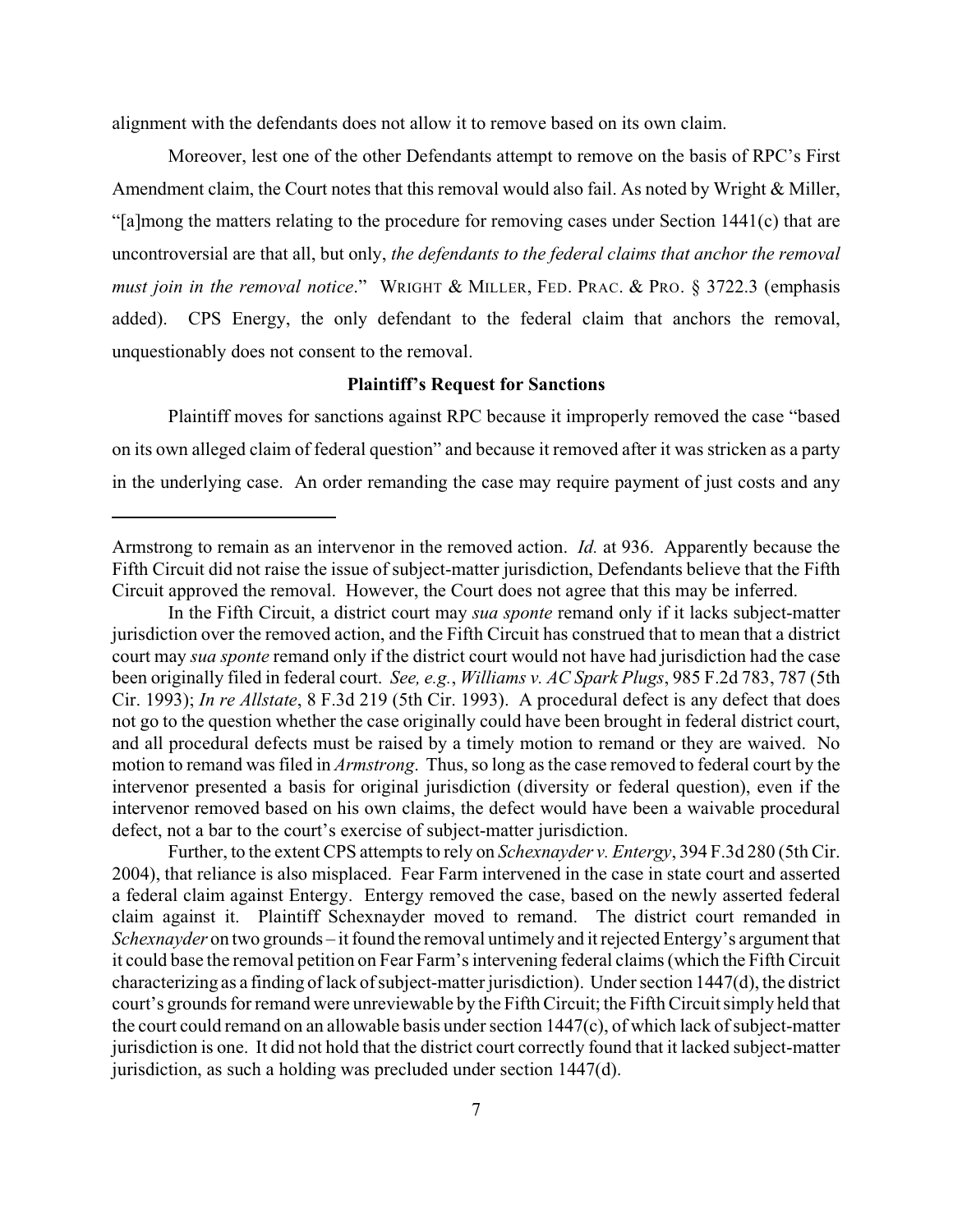alignment with the defendants does not allow it to remove based on its own claim.

Moreover, lest one of the other Defendants attempt to remove on the basis of RPC's First Amendment claim, the Court notes that this removal would also fail. As noted by Wright & Miller, "[a]mong the matters relating to the procedure for removing cases under Section 1441(c) that are uncontroversial are that all, but only, *the defendants to the federal claims that anchor the removal must join in the removal notice*." WRIGHT & MILLER, FED. PRAC. & PRO. § 3722.3 (emphasis added). CPS Energy, the only defendant to the federal claim that anchors the removal, unquestionably does not consent to the removal.

**Plaintiff's Request for Sanctions**

Plaintiff moves for sanctions against RPC because it improperly removed the case "based on its own alleged claim of federal question" and because it removed after it was stricken as a party in the underlying case. An order remanding the case may require payment of just costs and any

---

Armstrong to remain as an intervenor in the removed action. *Id.* at 936. Apparently because the Fifth Circuit did not raise the issue of subject-matter jurisdiction, Defendants believe that the Fifth Circuit approved the removal. However, the Court does not agree that this may be inferred.

In the Fifth Circuit, a district court may *sua sponte* remand only if it lacks subject-matter jurisdiction over the removed action, and the Fifth Circuit has construed that to mean that a district court may *sua sponte* remand only if the district court would not have had jurisdiction had the case been originally filed in federal court. *See, e.g.*, *Williams v. AC Spark Plugs*, 985 F.2d 783, 787 (5th Cir. 1993); *In re Allstate*, 8 F.3d 219 (5th Cir. 1993). A procedural defect is any defect that does not go to the question whether the case originally could have been brought in federal district court, and all procedural defects must be raised by a timely motion to remand or they are waived. No motion to remand was filed in *Armstrong*. Thus, so long as the case removed to federal court by the intervenor presented a basis for original jurisdiction (diversity or federal question), even if the intervenor removed based on his own claims, the defect would have been a waivable procedural defect, not a bar to the court's exercise of subject-matter jurisdiction.

Further, to the extent CPS attempts to rely on *Schexnayder v. Entergy*, 394 F.3d 280 (5th Cir. 2004), that reliance is also misplaced. Fear Farm intervened in the case in state court and asserted a federal claim against Entergy. Entergy removed the case, based on the newly asserted federal claim against it. Plaintiff Schexnayder moved to remand. The district court remanded in *Schexnayder* on two grounds – it found the removal untimely and it rejected Entergy's argument that it could base the removal petition on Fear Farm's intervening federal claims (which the Fifth Circuit characterizing as a finding of lack of subject-matter jurisdiction). Under section 1447(d), the district court's grounds for remand were unreviewable by the Fifth Circuit; the Fifth Circuit simply held that the court could remand on an allowable basis under section 1447(c), of which lack of subject-matter jurisdiction is one. It did not hold that the district court correctly found that it lacked subject-matter jurisdiction, as such a holding was precluded under section 1447(d).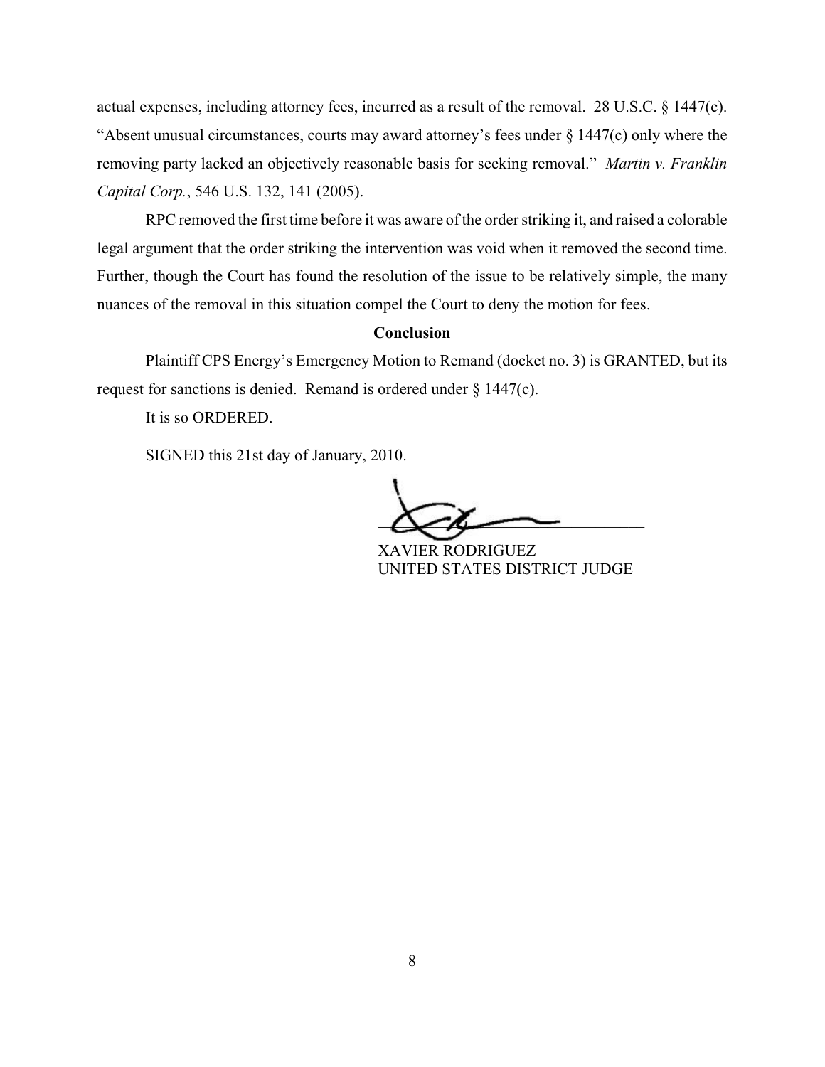actual expenses, including attorney fees, incurred as a result of the removal. 28 U.S.C. § 1447(c). "Absent unusual circumstances, courts may award attorney's fees under § 1447(c) only where the removing party lacked an objectively reasonable basis for seeking removal." *Martin v. Franklin Capital Corp.*, 546 U.S. 132, 141 (2005).

RPC removed the first time before it was aware of the order striking it, and raised a colorable legal argument that the order striking the intervention was void when it removed the second time. Further, though the Court has found the resolution of the issue to be relatively simple, the many nuances of the removal in this situation compel the Court to deny the motion for fees.

**Conclusion**

Plaintiff CPS Energy's Emergency Motion to Remand (docket no. 3) is GRANTED, but its request for sanctions is denied. Remand is ordered under § 1447(c).

It is so ORDERED.

SIGNED this 21st day of January, 2010.

XAVIER RODRIGUEZ
UNITED STATES DISTRICT JUDGE